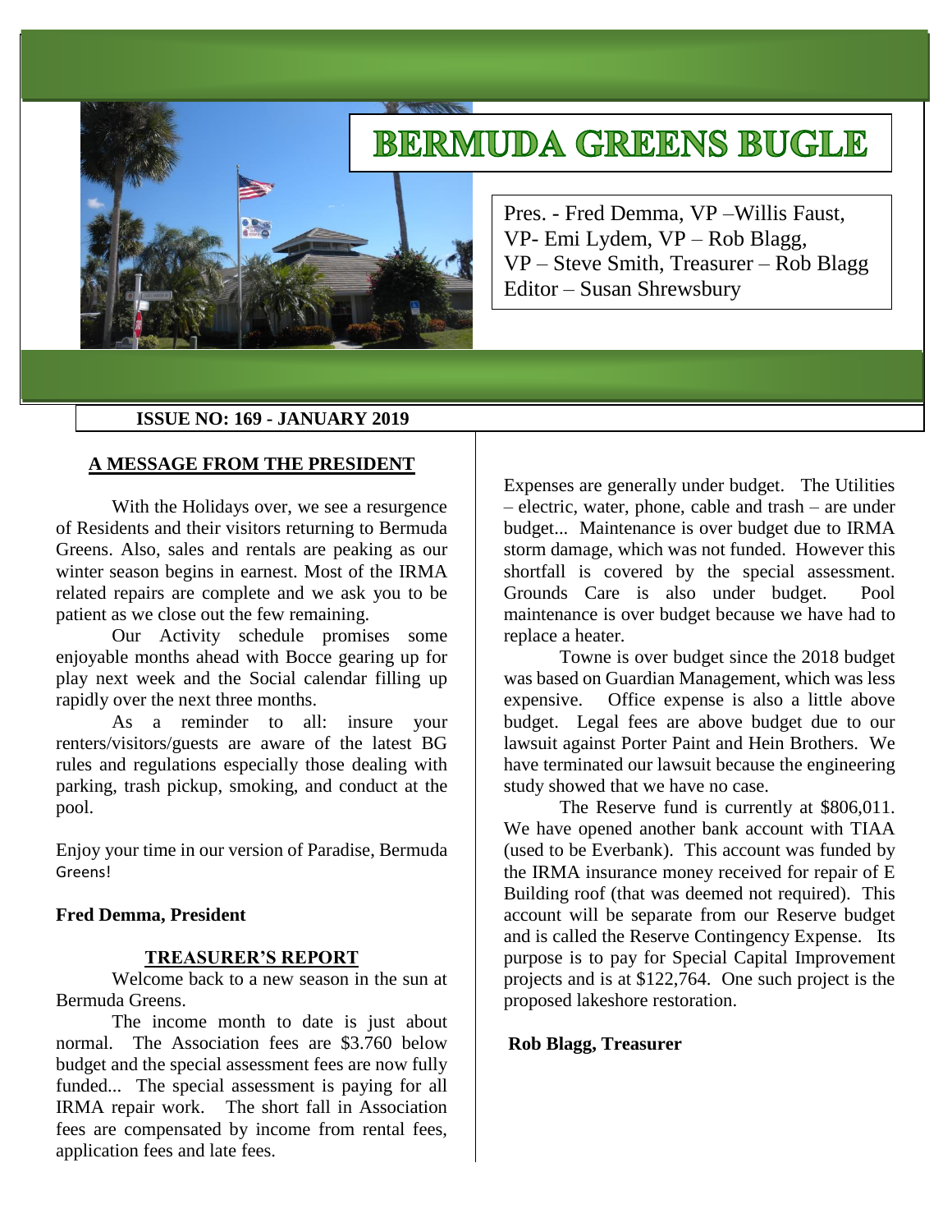# BERMUDA GREENS BUGLE

Pres. - Fred Demma, VP –Willis Faust,
VP- Emi Lydem, VP – Rob Blagg,
VP – Steve Smith, Treasurer – Rob Blagg
Editor – Susan Shrewsbury

**ISSUE NO: 169 - JANUARY 2019**

## A MESSAGE FROM THE PRESIDENT

With the Holidays over, we see a resurgence of Residents and their visitors returning to Bermuda Greens. Also, sales and rentals are peaking as our winter season begins in earnest. Most of the IRMA related repairs are complete and we ask you to be patient as we close out the few remaining.

Our Activity schedule promises some enjoyable months ahead with Bocce gearing up for play next week and the Social calendar filling up rapidly over the next three months.

As a reminder to all: insure your renters/visitors/guests are aware of the latest BG rules and regulations especially those dealing with parking, trash pickup, smoking, and conduct at the pool.

Enjoy your time in our version of Paradise, Bermuda Greens!

**Fred Demma, President**

## TREASURER'S REPORT

Welcome back to a new season in the sun at Bermuda Greens.

The income month to date is just about normal. The Association fees are $3.760 below budget and the special assessment fees are now fully funded... The special assessment is paying for all IRMA repair work. The short fall in Association fees are compensated by income from rental fees, application fees and late fees.

Expenses are generally under budget. The Utilities – electric, water, phone, cable and trash – are under budget... Maintenance is over budget due to IRMA storm damage, which was not funded. However this shortfall is covered by the special assessment. Grounds Care is also under budget. Pool maintenance is over budget because we have had to replace a heater.

Towne is over budget since the 2018 budget was based on Guardian Management, which was less expensive. Office expense is also a little above budget. Legal fees are above budget due to our lawsuit against Porter Paint and Hein Brothers. We have terminated our lawsuit because the engineering study showed that we have no case.

The Reserve fund is currently at $806,011. We have opened another bank account with TIAA (used to be Everbank). This account was funded by the IRMA insurance money received for repair of E Building roof (that was deemed not required). This account will be separate from our Reserve budget and is called the Reserve Contingency Expense. Its purpose is to pay for Special Capital Improvement projects and is at $122,764. One such project is the proposed lakeshore restoration.

**Rob Blagg, Treasurer**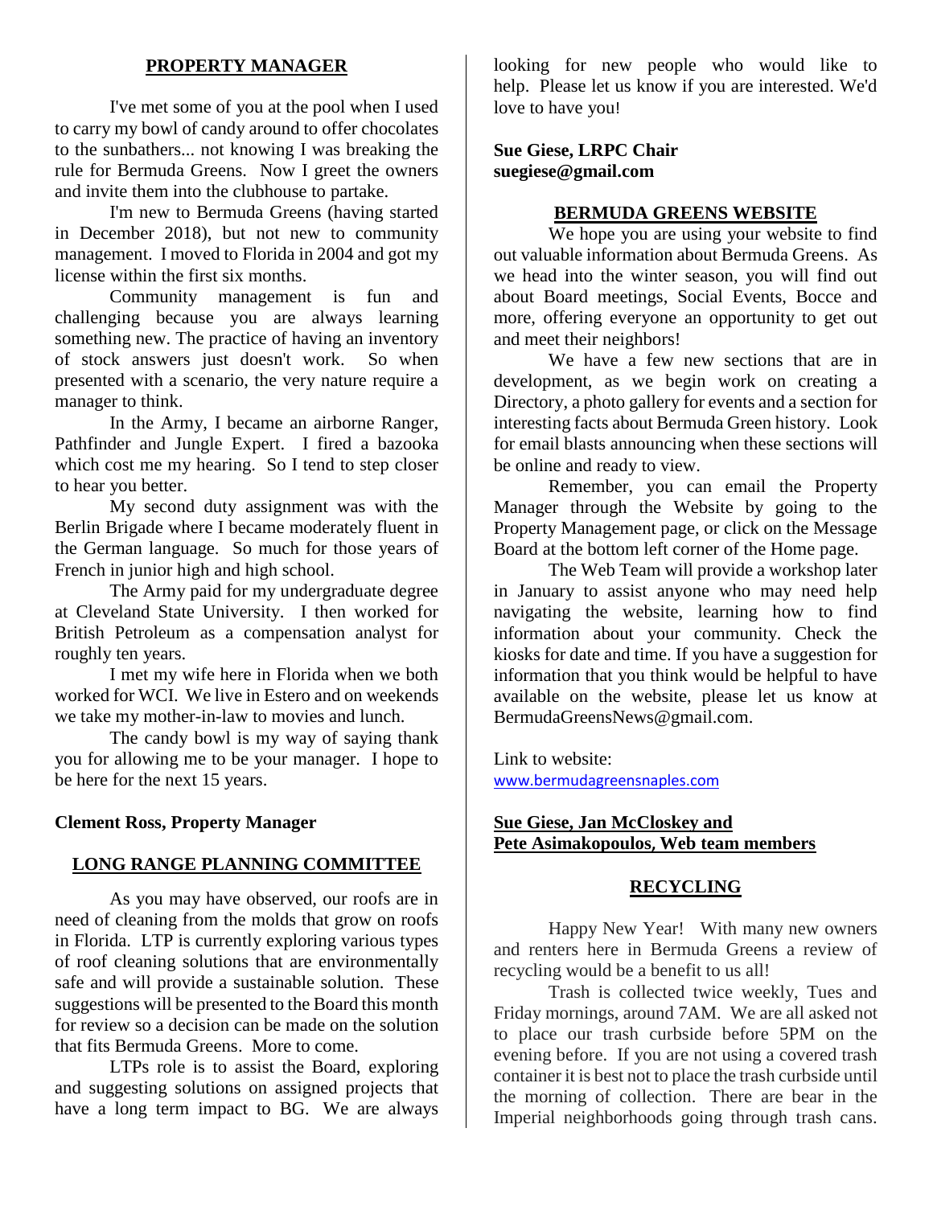## PROPERTY MANAGER

I've met some of you at the pool when I used to carry my bowl of candy around to offer chocolates to the sunbathers... not knowing I was breaking the rule for Bermuda Greens. Now I greet the owners and invite them into the clubhouse to partake.

I'm new to Bermuda Greens (having started in December 2018), but not new to community management. I moved to Florida in 2004 and got my license within the first six months.

Community management is fun and challenging because you are always learning something new. The practice of having an inventory of stock answers just doesn't work. So when presented with a scenario, the very nature require a manager to think.

In the Army, I became an airborne Ranger, Pathfinder and Jungle Expert. I fired a bazooka which cost me my hearing. So I tend to step closer to hear you better.

My second duty assignment was with the Berlin Brigade where I became moderately fluent in the German language. So much for those years of French in junior high and high school.

The Army paid for my undergraduate degree at Cleveland State University. I then worked for British Petroleum as a compensation analyst for roughly ten years.

I met my wife here in Florida when we both worked for WCI. We live in Estero and on weekends we take my mother-in-law to movies and lunch.

The candy bowl is my way of saying thank you for allowing me to be your manager. I hope to be here for the next 15 years.

**Clement Ross, Property Manager**

## LONG RANGE PLANNING COMMITTEE

As you may have observed, our roofs are in need of cleaning from the molds that grow on roofs in Florida. LTP is currently exploring various types of roof cleaning solutions that are environmentally safe and will provide a sustainable solution. These suggestions will be presented to the Board this month for review so a decision can be made on the solution that fits Bermuda Greens. More to come.

LTPs role is to assist the Board, exploring and suggesting solutions on assigned projects that have a long term impact to BG. We are always looking for new people who would like to help. Please let us know if you are interested. We'd love to have you!

**Sue Giese, LRPC Chair**
**suegiese@gmail.com**

## BERMUDA GREENS WEBSITE

We hope you are using your website to find out valuable information about Bermuda Greens. As we head into the winter season, you will find out about Board meetings, Social Events, Bocce and more, offering everyone an opportunity to get out and meet their neighbors!

We have a few new sections that are in development, as we begin work on creating a Directory, a photo gallery for events and a section for interesting facts about Bermuda Green history. Look for email blasts announcing when these sections will be online and ready to view.

Remember, you can email the Property Manager through the Website by going to the Property Management page, or click on the Message Board at the bottom left corner of the Home page.

The Web Team will provide a workshop later in January to assist anyone who may need help navigating the website, learning how to find information about your community. Check the kiosks for date and time. If you have a suggestion for information that you think would be helpful to have available on the website, please let us know at BermudaGreensNews@gmail.com.

Link to website:
www.bermudagreensnaples.com

**Sue Giese, Jan McCloskey and**
**Pete Asimakopoulos, Web team members**

## RECYCLING

Happy New Year! With many new owners and renters here in Bermuda Greens a review of recycling would be a benefit to us all!

Trash is collected twice weekly, Tues and Friday mornings, around 7AM. We are all asked not to place our trash curbside before 5PM on the evening before. If you are not using a covered trash container it is best not to place the trash curbside until the morning of collection. There are bear in the Imperial neighborhoods going through trash cans.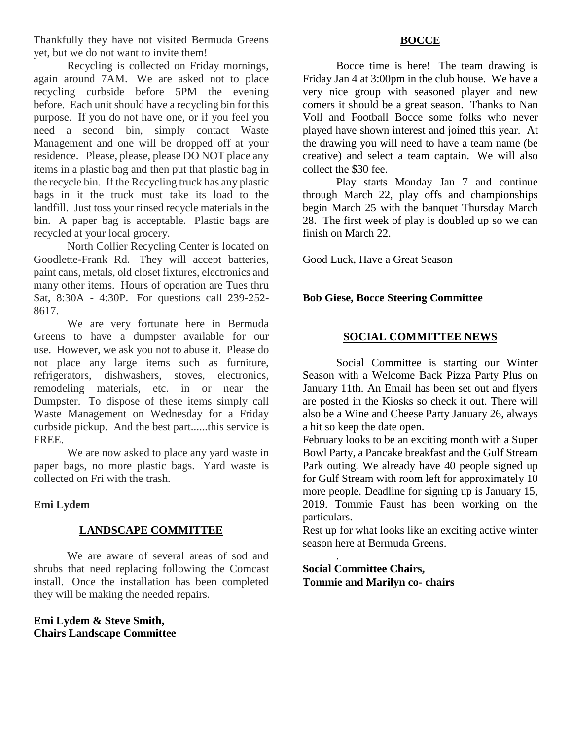Thankfully they have not visited Bermuda Greens yet, but we do not want to invite them!

Recycling is collected on Friday mornings, again around 7AM. We are asked not to place recycling curbside before 5PM the evening before. Each unit should have a recycling bin for this purpose. If you do not have one, or if you feel you need a second bin, simply contact Waste Management and one will be dropped off at your residence. Please, please, please DO NOT place any items in a plastic bag and then put that plastic bag in the recycle bin. If the Recycling truck has any plastic bags in it the truck must take its load to the landfill. Just toss your rinsed recycle materials in the bin. A paper bag is acceptable. Plastic bags are recycled at your local grocery.

North Collier Recycling Center is located on Goodlette-Frank Rd. They will accept batteries, paint cans, metals, old closet fixtures, electronics and many other items. Hours of operation are Tues thru Sat, 8:30A - 4:30P. For questions call 239-252-8617.

We are very fortunate here in Bermuda Greens to have a dumpster available for our use. However, we ask you not to abuse it. Please do not place any large items such as furniture, refrigerators, dishwashers, stoves, electronics, remodeling materials, etc. in or near the Dumpster. To dispose of these items simply call Waste Management on Wednesday for a Friday curbside pickup. And the best part......this service is FREE.

We are now asked to place any yard waste in paper bags, no more plastic bags. Yard waste is collected on Fri with the trash.

**Emi Lydem**

## LANDSCAPE COMMITTEE

We are aware of several areas of sod and shrubs that need replacing following the Comcast install. Once the installation has been completed they will be making the needed repairs.

**Emi Lydem & Steve Smith,**
**Chairs Landscape Committee**

## BOCCE

Bocce time is here! The team drawing is Friday Jan 4 at 3:00pm in the club house. We have a very nice group with seasoned player and new comers it should be a great season. Thanks to Nan Voll and Football Bocce some folks who never played have shown interest and joined this year. At the drawing you will need to have a team name (be creative) and select a team captain. We will also collect the $30 fee.

Play starts Monday Jan 7 and continue through March 22, play offs and championships begin March 25 with the banquet Thursday March 28. The first week of play is doubled up so we can finish on March 22.

Good Luck, Have a Great Season

**Bob Giese, Bocce Steering Committee**

## SOCIAL COMMITTEE NEWS

Social Committee is starting our Winter Season with a Welcome Back Pizza Party Plus on January 11th. An Email has been set out and flyers are posted in the Kiosks so check it out. There will also be a Wine and Cheese Party January 26, always a hit so keep the date open.

February looks to be an exciting month with a Super Bowl Party, a Pancake breakfast and the Gulf Stream Park outing. We already have 40 people signed up for Gulf Stream with room left for approximately 10 more people. Deadline for signing up is January 15, 2019. Tommie Faust has been working on the particulars.

Rest up for what looks like an exciting active winter season here at Bermuda Greens.

**Social Committee Chairs,**
**Tommie and Marilyn co- chairs**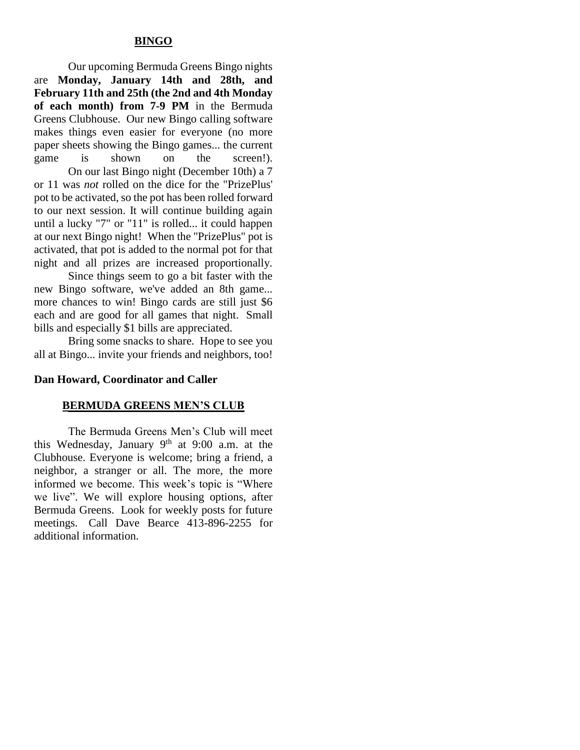## BINGO

Our upcoming Bermuda Greens Bingo nights are **Monday, January 14th and 28th, and February 11th and 25th (the 2nd and 4th Monday of each month) from 7-9 PM** in the Bermuda Greens Clubhouse. Our new Bingo calling software makes things even easier for everyone (no more paper sheets showing the Bingo games... the current game is shown on the screen!).

On our last Bingo night (December 10th) a 7 or 11 was *not* rolled on the dice for the "PrizePlus' pot to be activated, so the pot has been rolled forward to our next session. It will continue building again until a lucky "7" or "11" is rolled... it could happen at our next Bingo night! When the "PrizePlus" pot is activated, that pot is added to the normal pot for that night and all prizes are increased proportionally.

Since things seem to go a bit faster with the new Bingo software, we've added an 8th game... more chances to win! Bingo cards are still just $6 each and are good for all games that night. Small bills and especially $1 bills are appreciated.

Bring some snacks to share. Hope to see you all at Bingo... invite your friends and neighbors, too!

**Dan Howard, Coordinator and Caller**

## BERMUDA GREENS MEN'S CLUB

The Bermuda Greens Men's Club will meet this Wednesday, January 9th at 9:00 a.m. at the Clubhouse. Everyone is welcome; bring a friend, a neighbor, a stranger or all. The more, the more informed we become. This week's topic is "Where we live". We will explore housing options, after Bermuda Greens. Look for weekly posts for future meetings. Call Dave Bearce 413-896-2255 for additional information.